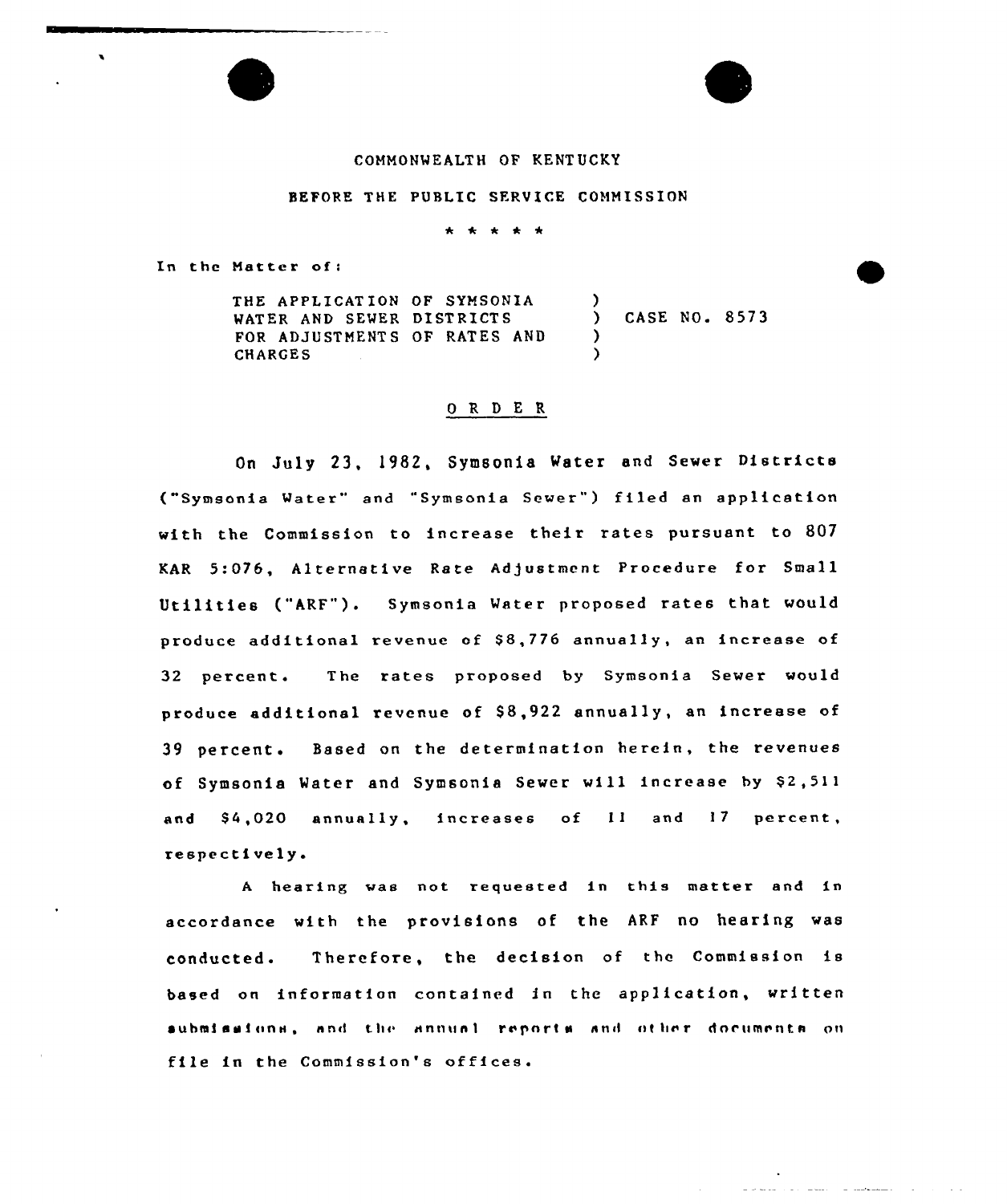COMMONWEALTH OF KENTUCKY

BEFORE THE PUBLIC SERVICE COMMISSION

\* \* \* \* \*

In the Matter of:

| | | |
|---|---|---|
| THE APPLICATION OF SYMSONIA WATER AND SEWER DISTRICTS FOR ADJUSTMENTS OF RATES AND CHARGES | ) ) ) ) | CASE NO. 8573 |

## O R D E R

On July 23, 1982, Symsonia Water and Sewer Districts ("Symsonia Water" and "Symsonia Sewer") filed an application with the Commission to increase their rates pursuant to 807 KAR 5:076, Alternative Rate Adjustment Procedure for Small Utilities ("ARF"). Symsonia Water proposed rates that would produce additional revenue of $8,776 annually, an increase of 32 percent. The rates proposed by Symsonia Sewer would produce additional revenue of $8,922 annually, an increase of 39 percent. Based on the determination herein, the revenues of Symsonia Water and Symsonia Sewer will increase by $2,511 and $4,020 annually, increases of 11 and 17 percent, respectively.

A hearing was not requested in this matter and in accordance with the provisions of the ARF no hearing was conducted. Therefore, the decision of the Commission is based on information contained in the application, written submissions, and the annual reports and other documents on file in the Commission's offices.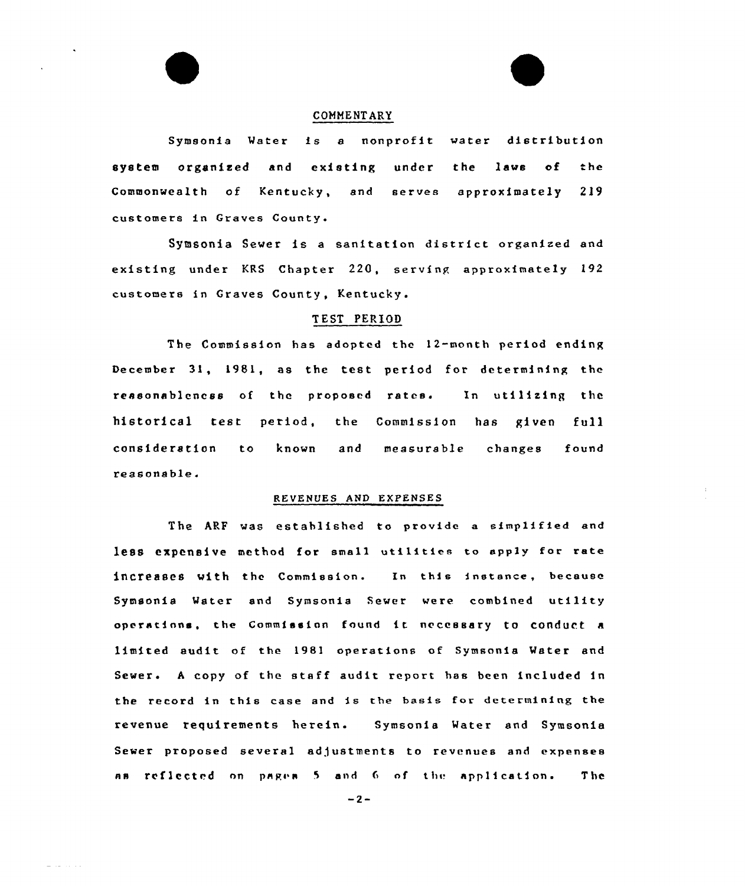## COMMENTARY

Symsonia Water is a nonprofit water distribution system organized and existing under the laws of the Commonwealth of Kentucky, and serves approximately 219 customers in Graves County.

Symsonia Sewer is a sanitation district organized and existing under KRS Chapter 220, serving approximately 192 customers in Graves County, Kentucky.

## TEST PERIOD

The Commission has adopted the 12-month period ending December 31, 1981, as the test period for determining the reasonableness of the proposed rates. In utilizing the historical test period, the Commission has given full consideration to known and measurable changes found reasonable.

## REVENUES AND EXPENSES

The ARF was established to provide a simplified and less expensive method for small utilities to apply for rate increases with the Commission. In this instance, because Symsonia Water and Symsonia Sewer were combined utility operations, the Commission found it necessary to conduct a limited audit of the 1981 operations of Symsonia Water and Sewer. A copy of the staff audit report has been included in the record in this case and is the basis for determining the revenue requirements herein. Symsonia Water and Symsonia Sewer proposed several adjustments to revenues and expenses as reflected on pages 5 and 6 of the application. The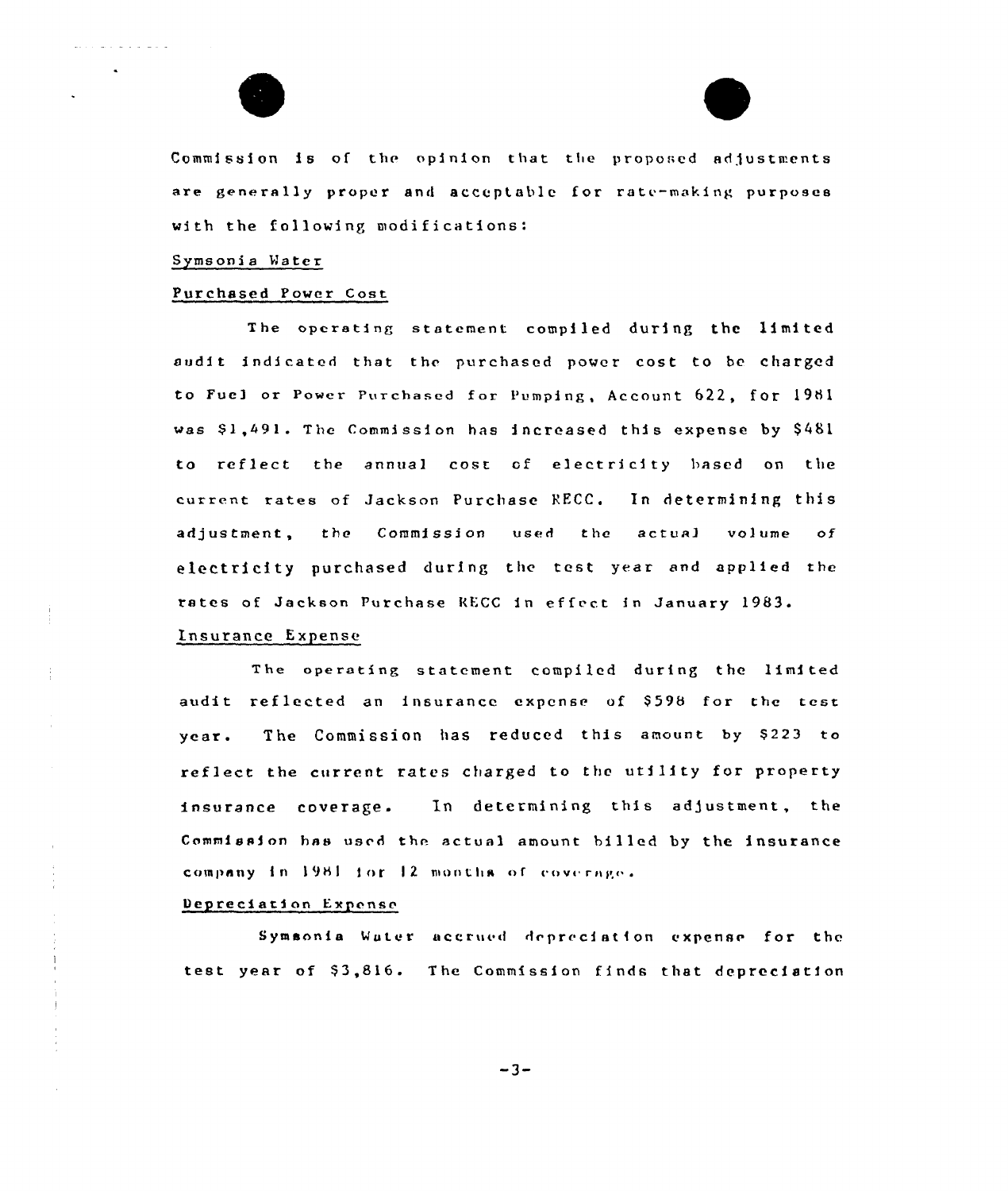Commission is of the opinion that the proposed adjustments are generally proper and acceptable for rate-making purposes with the following modifications:

Symsonia Water

Purchased Power Cost

The operating statement compiled during the limited audit indicated that the purchased power cost to be charged to Fuel or Power Purchased for Pumping, Account 622, for 1981 was $1,491. The Commission has increased this expense by $481 to reflect the annual cost of electricity based on the current rates of Jackson Purchase RECC. In determining this adjustment, the Commission used the actual volume of electricity purchased during the test year and applied the rates of Jackson Purchase RECC in effect in January 1983.

Insurance Expense

The operating statement compiled during the limited audit reflected an insurance expense of $598 for the test year. The Commission has reduced this amount by $223 to reflect the current rates charged to the utility for property insurance coverage. In determining this adjustment, the Commission has used the actual amount billed by the insurance company in 1981 for 12 months of coverage.

Depreciation Expense

Symsonia Water accrued depreciation expense for the test year of $3,816. The Commission finds that depreciation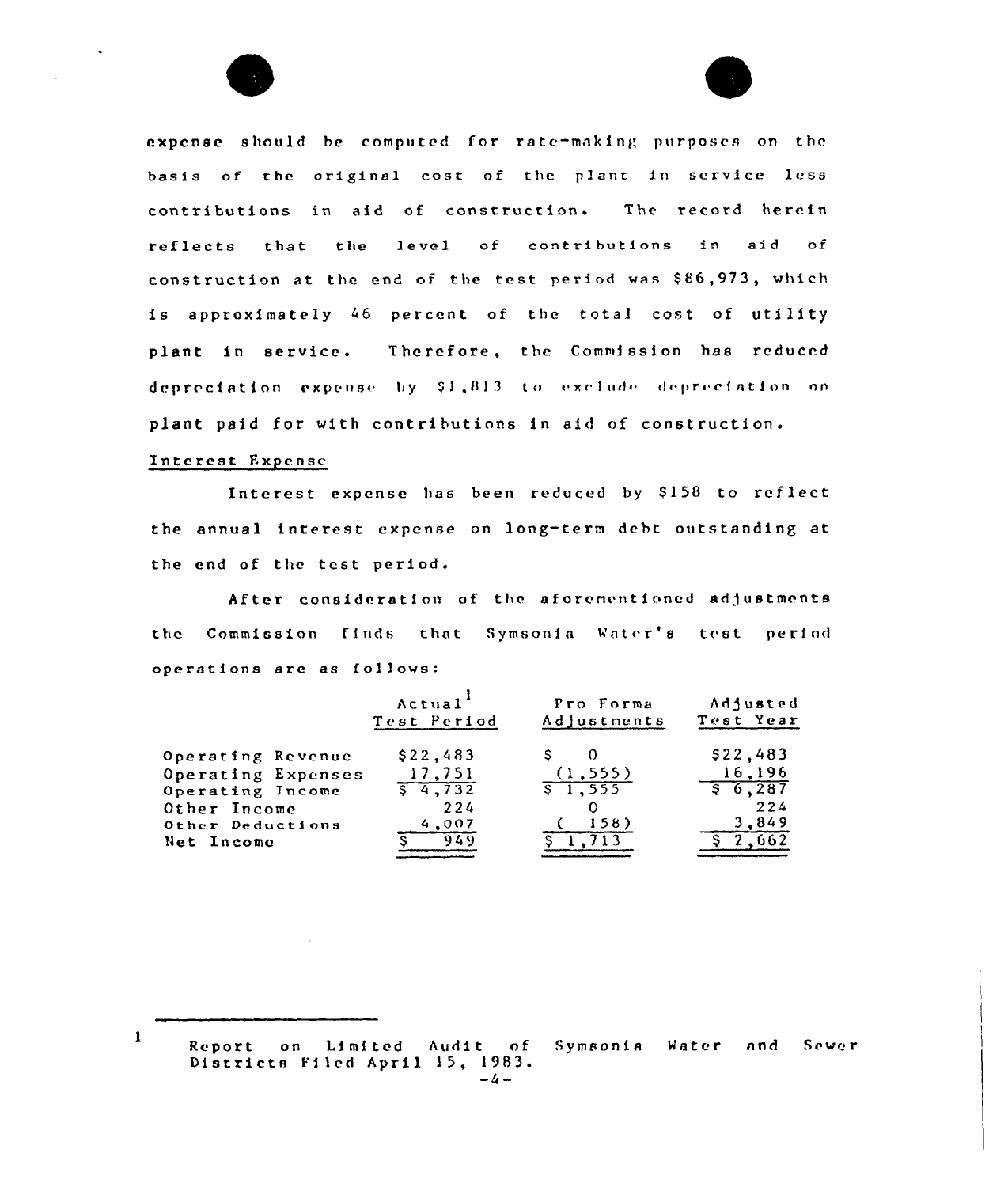expense should be computed for rate-making purposes on the basis of the original cost of the plant in service less contributions in aid of construction. The record herein reflects that the level of contributions in aid of construction at the end of the test period was $86,973, which is approximately 46 percent of the total cost of utility plant in service. Therefore, the Commission has reduced depreciation expense by $1,813 to exclude depreciation on plant paid for with contributions in aid of construction.

Interest Expense

Interest expense has been reduced by $158 to reflect the annual interest expense on long-term debt outstanding at the end of the test period.

After consideration of the aforementioned adjustments the Commission finds that Symsonia Water's test period operations are as follows:

| | Actual[1] Test Period | Pro Forma Adjustments | Adjusted Test Year |
|---|---|---|---|
| Operating Revenue | $22,483 | $ 0 | $22,483 |
| Operating Expenses | 17,751 | (1,555) | 16,196 |
| Operating Income | $ 4,732 | $ 1,555 | $ 6,287 |
| Other Income | 224 | 0 | 224 |
| Other Deductions | 4,007 | ( 158) | 3,849 |
| Net Income | $ 949 | $ 1,713 | $ 2,662 |

1 Report on Limited Audit of Symsonia Water and Sewer Districts Filed April 15, 1983.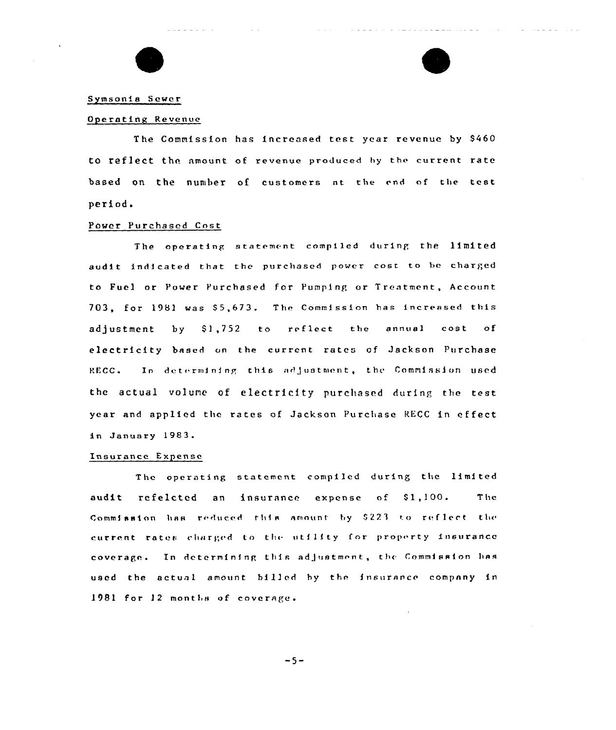Symsonia Sewer

Operating Revenue

The Commission has increased test year revenue by $460 to reflect the amount of revenue produced by the current rate based on the number of customers at the end of the test period.

Power Purchased Cost

The operating statement compiled during the limited audit indicated that the purchased power cost to be charged to Fuel or Power Purchased for Pumping or Treatment, Account 703, for 1981 was $5,673. The Commission has increased this adjustment by $1,752 to reflect the annual cost of electricity based on the current rates of Jackson Purchase RECC. In determining this adjustment, the Commission used the actual volume of electricity purchased during the test year and applied the rates of Jackson Purchase RECC in effect in January 1983.

Insurance Expense

The operating statement compiled during the limited audit refelcted an insurance expense of $1,100. The Commission has reduced this amount by $223 to reflect the current rates charged to the utility for property insurance coverage. In determining this adjustment, the Commission has used the actual amount billed by the insurance company in 1981 for 12 months of coverage.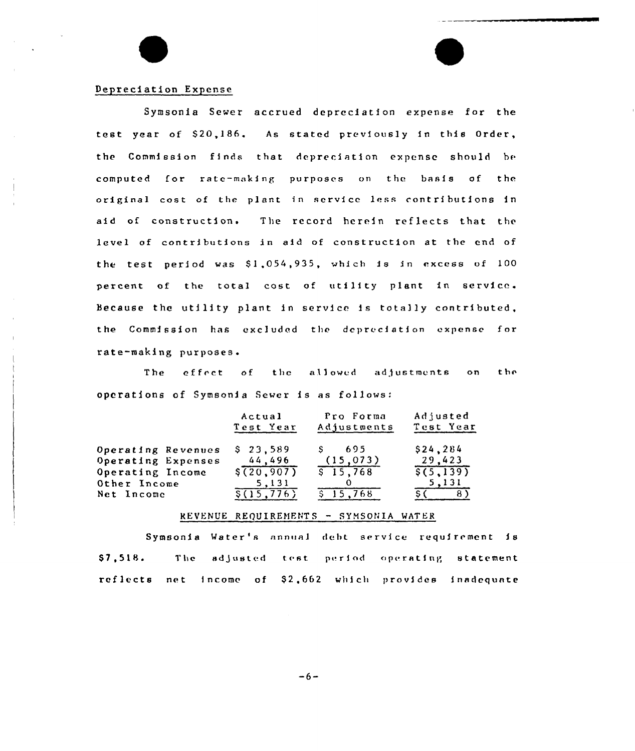Depreciation Expense

Symsonia Sewer accrued depreciation expense for the test year of $20,186. As stated previously in this Order, the Commission finds that depreciation expense should be computed for rate-making purposes on the basis of the original cost of the plant in service less contributions in aid of construction. The record herein reflects that the level of contributions in aid of construction at the end of the test period was $1,054,935, which is in excess of 100 percent of the total cost of utility plant in service. Because the utility plant in service is totally contributed, the Commission has excluded the depreciation expense for rate-making purposes.

The effect of the allowed adjustments on the operations of Symsonia Sewer is as follows:

| | Actual Test Year | Pro Forma Adjustments | Adjusted Test Year |
|---|---|---|---|
| Operating Revenues | $ 23,589 | $ 695 | $24,284 |
| Operating Expenses | 44,496 | (15,073) | 29,423 |
| Operating Income | $(20,907) | $ 15,768 | $(5,139) |
| Other Income | 5,131 | 0 | 5,131 |
| Net Income | $(15,776) | $ 15,768 | $( 8) |

REVENUE REQUIREMENTS - SYMSONIA WATER

Symsonia Water's annual debt service requirement is $7,518. The adjusted test period operating statement reflects net income of $2,662 which provides inadequate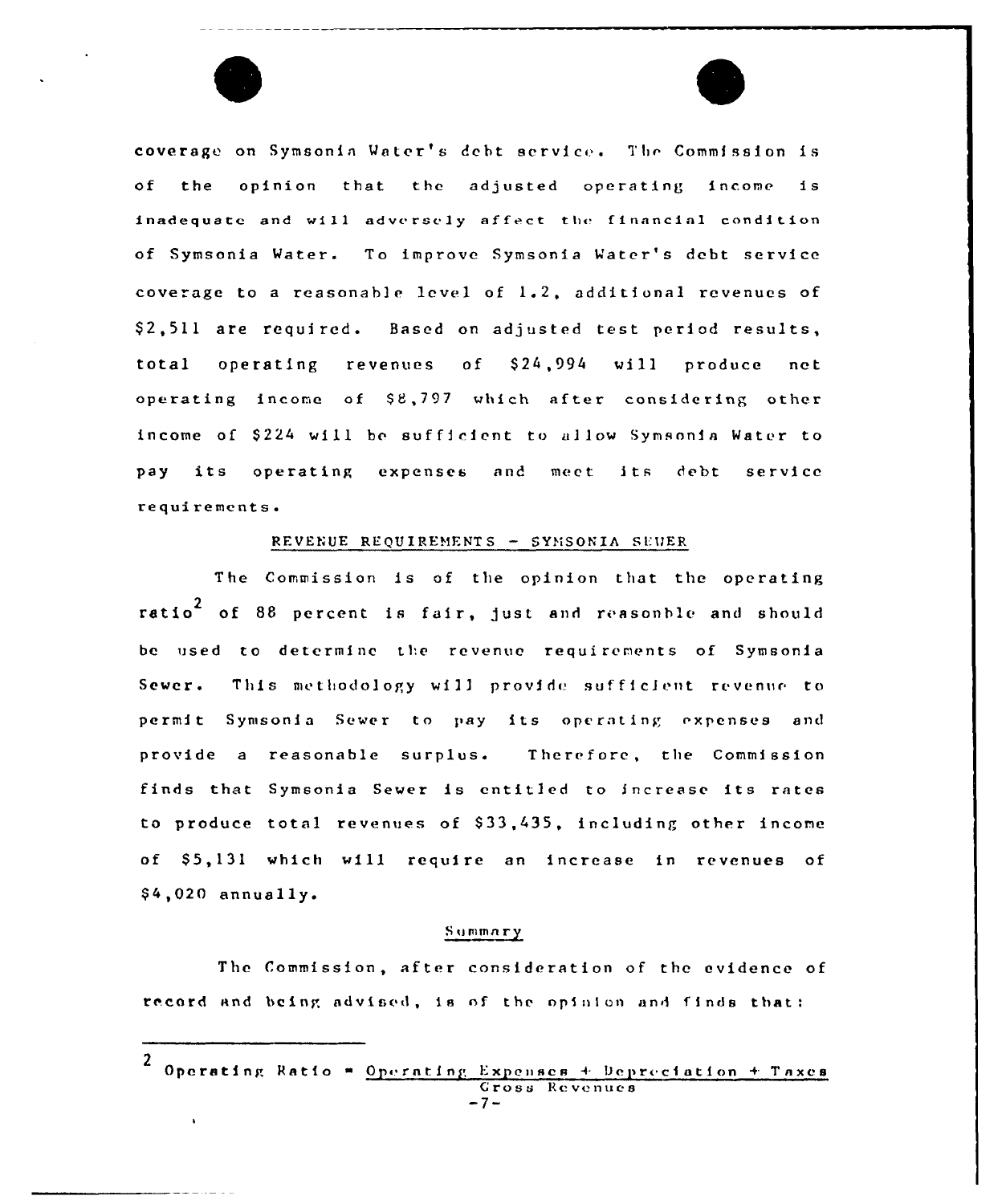coverage on Symsonia Water's debt service. The Commission is of the opinion that the adjusted operating income is inadequate and will adversely affect the financial condition of Symsonia Water. To improve Symsonia Water's debt service coverage to a reasonable level of 1.2, additional revenues of $2,511 are required. Based on adjusted test period results, total operating revenues of $24,994 will produce net operating income of $8,797 which after considering other income of $224 will be sufficient to allow Symsonia Water to pay its operating expenses and meet its debt service requirements.

## REVENUE REQUIREMENTS - SYMSONIA SEWER

The Commission is of the opinion that the operating ratio[2] of 88 percent is fair, just and reasonble and should be used to determine the revenue requirements of Symsonia Sewer. This methodology will provide sufficient revenue to permit Symsonia Sewer to pay its operating expenses and provide a reasonable surplus. Therefore, the Commission finds that Symsonia Sewer is entitled to increase its rates to produce total revenues of $33,435, including other income of $5,131 which will require an increase in revenues of $4,020 annually.

## Summary

The Commission, after consideration of the evidence of record and being advised, is of the opinion and finds that:

---

[2] Operating Ratio = $\frac{\text{Operating Expenses + Depreciation + Taxes}}{\text{Gross Revenues}}$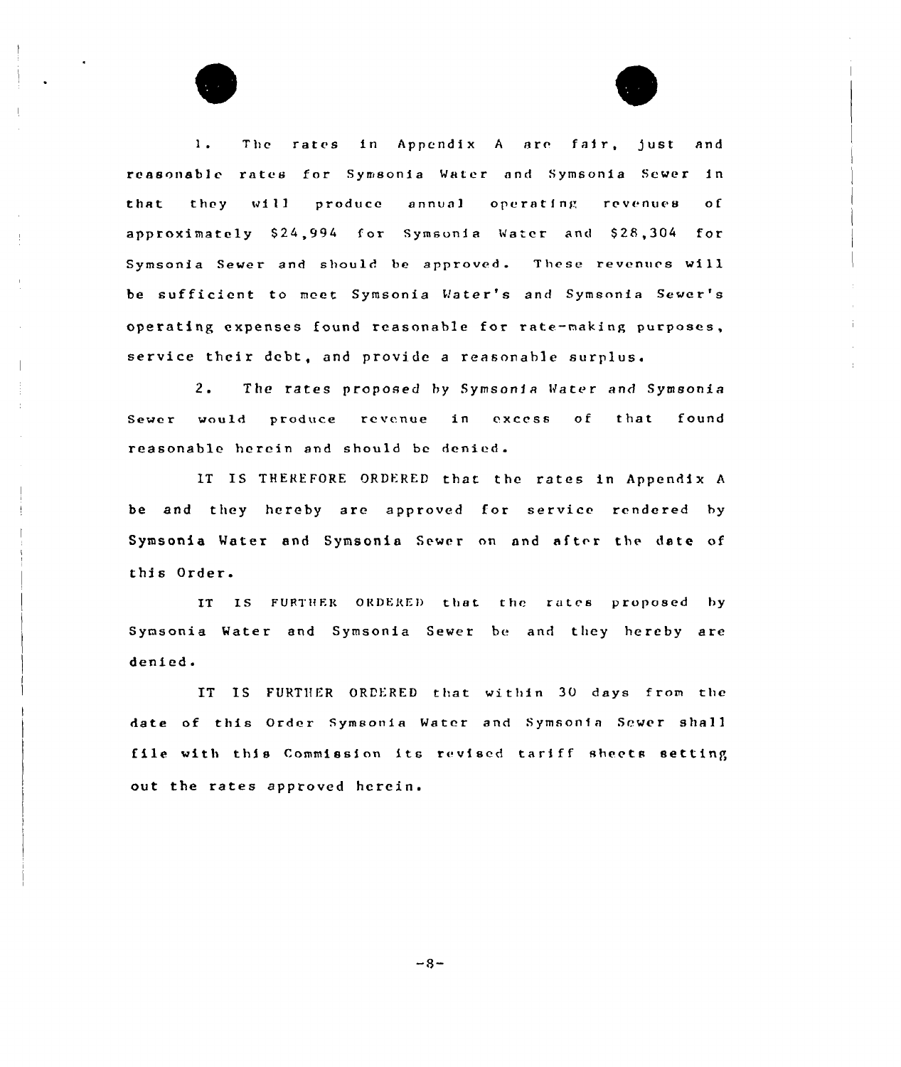1. The rates in Appendix A are fair, just and reasonable rates for Symsonia Water and Symsonia Sewer in that they will produce annual operating revenues of approximately $24,994 for Symsonia Water and $28,304 for Symsonia Sewer and should be approved. These revenues will be sufficient to meet Symsonia Water's and Symsonia Sewer's operating expenses found reasonable for rate-making purposes, service their debt, and provide a reasonable surplus.

2. The rates proposed by Symsonia Water and Symsonia Sewer would produce revenue in excess of that found reasonable herein and should be denied.

IT IS THEREFORE ORDERED that the rates in Appendix A be and they hereby are approved for service rendered by Symsonia Water and Symsonia Sewer on and after the date of this Order.

IT IS FURTHER ORDERED that the rates proposed by Symsonia Water and Symsonia Sewer be and they hereby are denied.

IT IS FURTHER ORDERED that within 30 days from the date of this Order Symsonia Water and Symsonia Sewer shall file with this Commission its revised tariff sheets setting out the rates approved herein.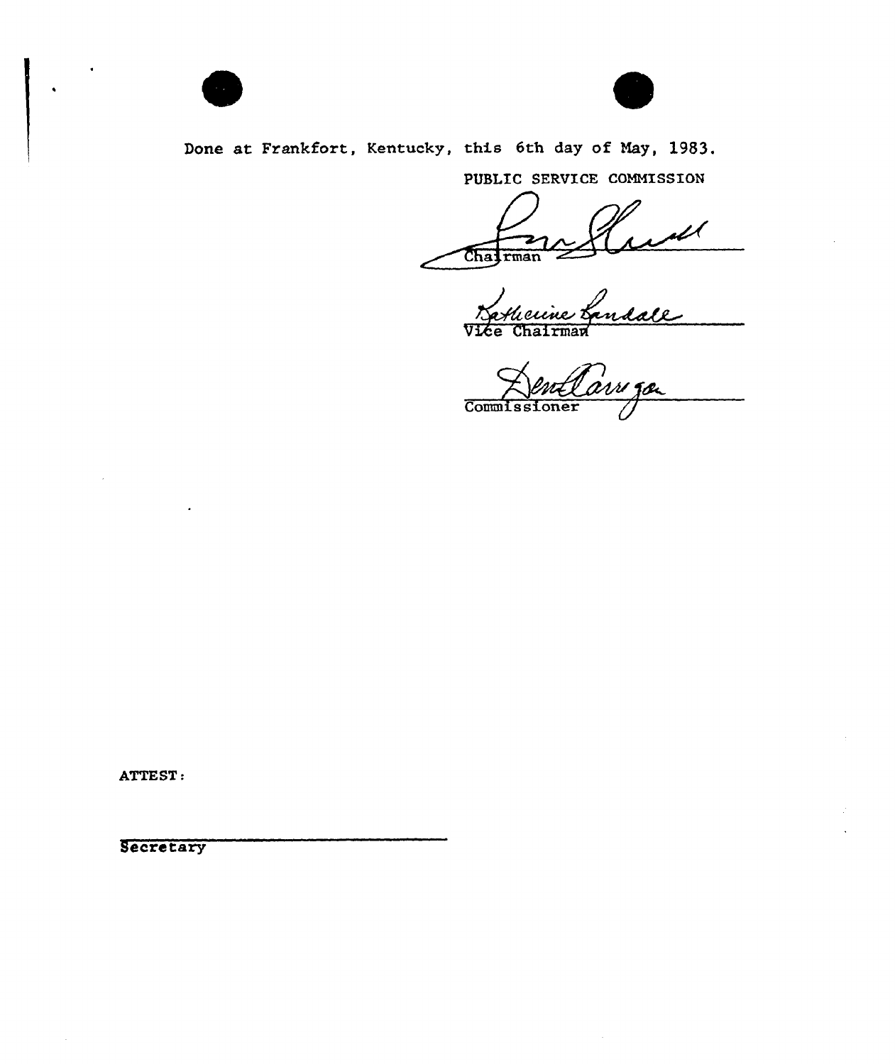Done at Frankfort, Kentucky, this 6th day of May, 1983.

PUBLIC SERVICE COMMISSION

Chairman

Vice Chairman

Commissioner

ATTEST:

Secretary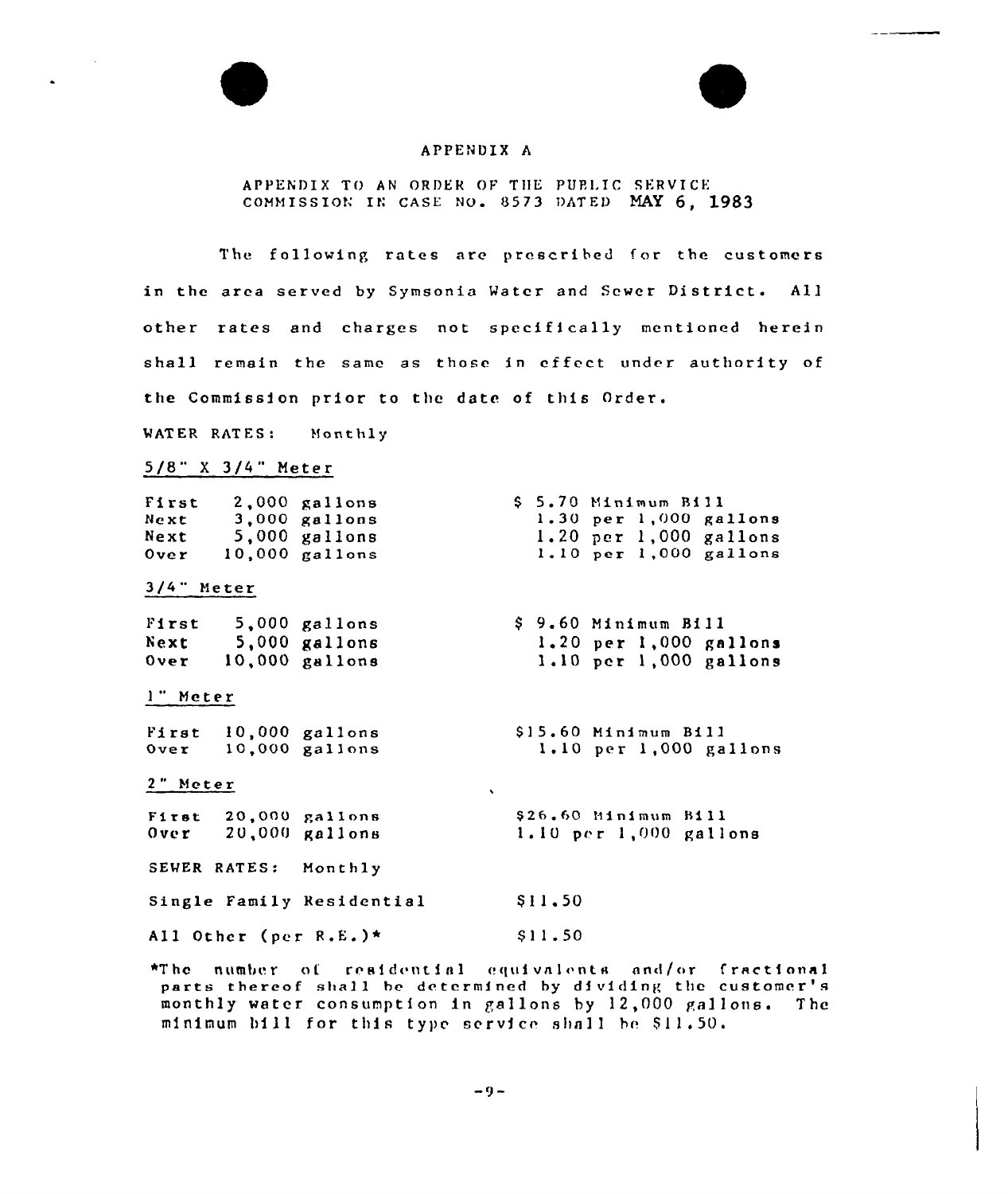# APPENDIX A

APPENDIX TO AN ORDER OF THE PUBLIC SERVICE COMMISSION IN CASE NO. 8573 DATED MAY 6, 1983

The following rates are prescribed for the customers in the area served by Symsonia Water and Sewer District. All other rates and charges not specifically mentioned herein shall remain the same as those in effect under authority of the Commission prior to the date of this Order.

WATER RATES: Monthly

5/8" X 3/4" Meter

| | | |
|---|---|---|
| First | 2,000 gallons | $ 5.70 Minimum Bill |
| Next | 3,000 gallons | 1.30 per 1,000 gallons |
| Next | 5,000 gallons | 1.20 per 1,000 gallons |
| Over | 10,000 gallons | 1.10 per 1,000 gallons |

3/4" Meter

| | | |
|---|---|---|
| First | 5,000 gallons | $ 9.60 Minimum Bill |
| Next | 5,000 gallons | 1.20 per 1,000 gallons |
| Over | 10,000 gallons | 1.10 per 1,000 gallons |

1" Meter

| | | |
|---|---|---|
| First | 10,000 gallons | $15.60 Minimum Bill |
| Over | 10,000 gallons | 1.10 per 1,000 gallons |

2" Meter

| | | |
|---|---|---|
| First | 20,000 gallons | $26.60 Minimum Bill |
| Over | 20,000 gallons | 1.10 per 1,000 gallons |

SEWER RATES: Monthly

| | |
|---|---|
| Single Family Residential | $11.50 |
| All Other (per R.E.)* | $11.50 |

*The number of residential equivalents and/or fractional parts thereof shall be determined by dividing the customer's monthly water consumption in gallons by 12,000 gallons. The minimum bill for this type service shall be $11.50.